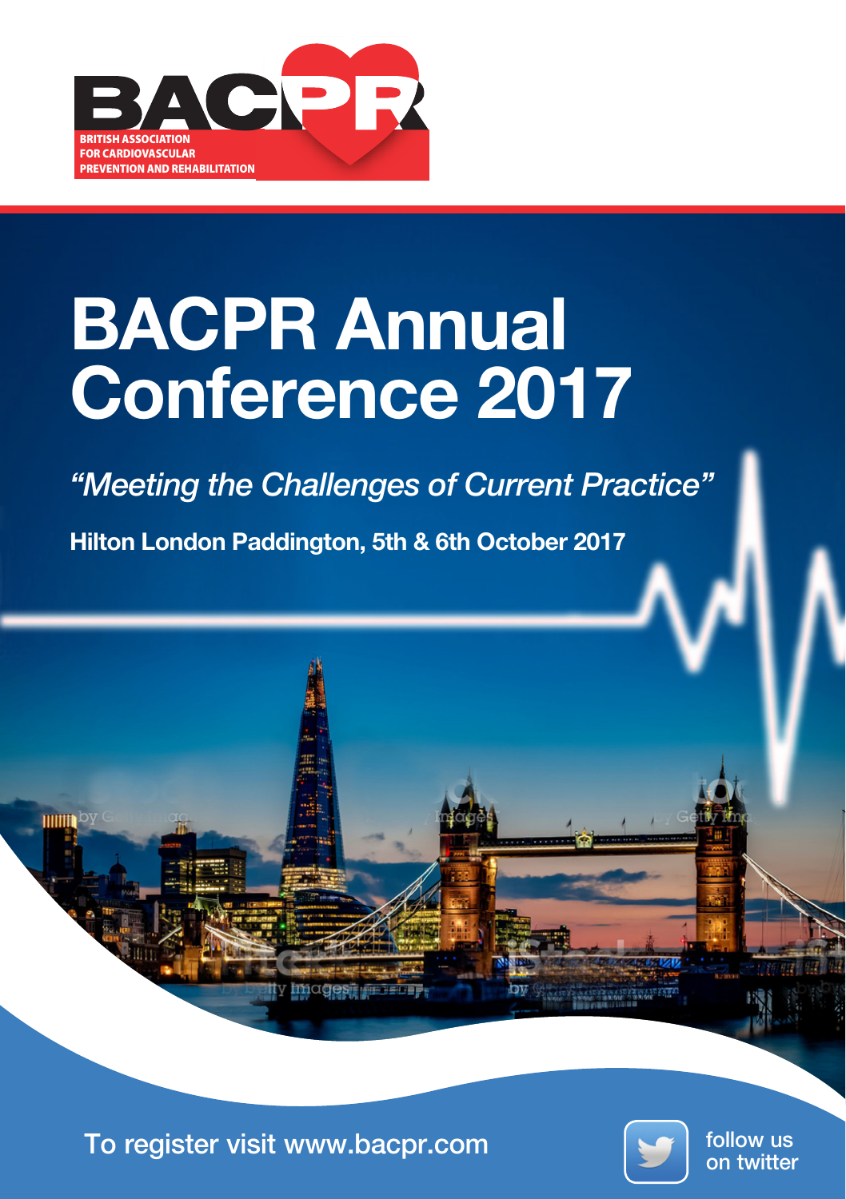BACPR

BRITISH ASSOCIATION FOR CARDIOVASCULAR PREVENTION AND REHABILITATION

# BACPR Annual Conference 2017

*"Meeting the Challenges of Current Practice"*

**Hilton London Paddington, 5th & 6th October 2017**

To register visit www.bacpr.com

follow us on twitter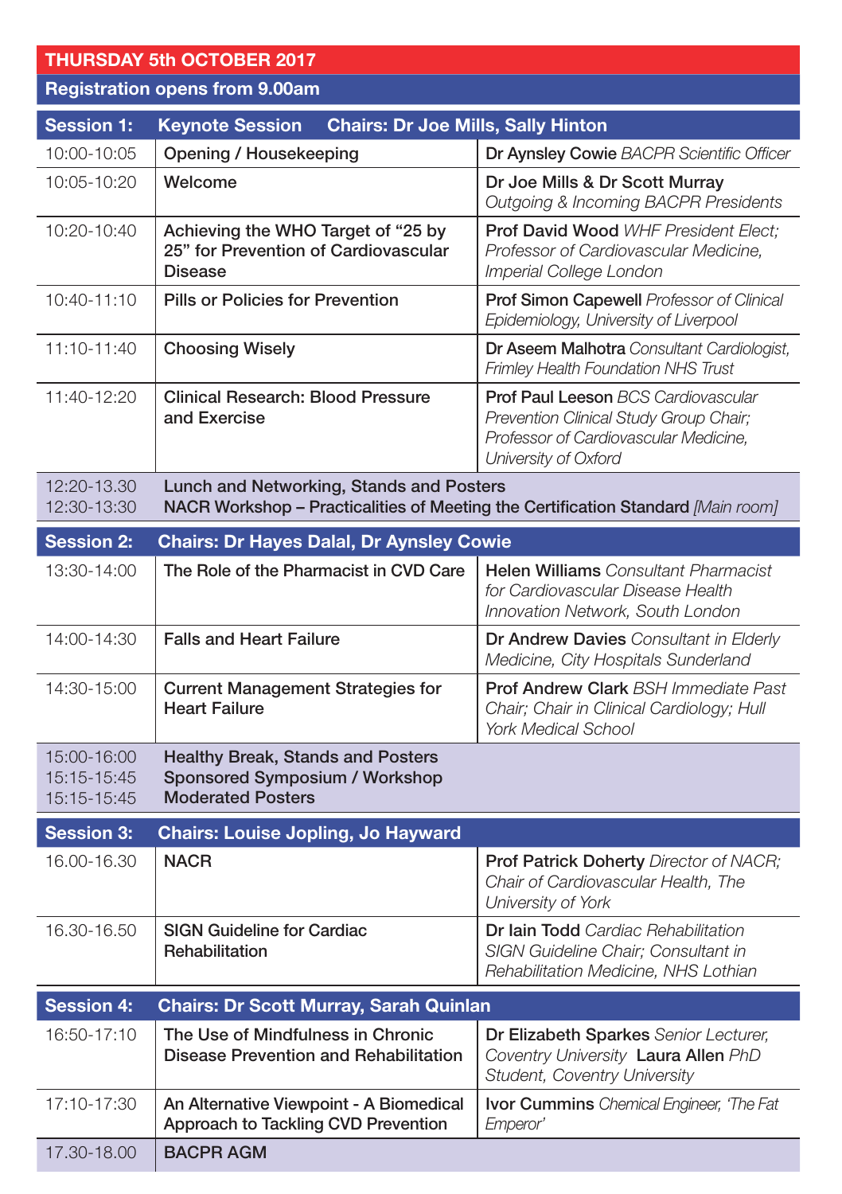## THURSDAY 5th OCTOBER 2017

**Registration opens from 9.00am**

| Time | Session | Speaker |
| --- | --- | --- |
| **Session 1:** | **Keynote Session Chairs: Dr Joe Mills, Sally Hinton** | |
| 10:00-10:05 | Opening / Housekeeping | Dr Aynsley Cowie *BACPR Scientific Officer* |
| 10:05-10:20 | Welcome | Dr Joe Mills & Dr Scott Murray *Outgoing & Incoming BACPR Presidents* |
| 10:20-10:40 | Achieving the WHO Target of "25 by 25" for Prevention of Cardiovascular Disease | Prof David Wood *WHF President Elect; Professor of Cardiovascular Medicine, Imperial College London* |
| 10:40-11:10 | Pills or Policies for Prevention | Prof Simon Capewell *Professor of Clinical Epidemiology, University of Liverpool* |
| 11:10-11:40 | Choosing Wisely | Dr Aseem Malhotra *Consultant Cardiologist, Frimley Health Foundation NHS Trust* |
| 11:40-12:20 | Clinical Research: Blood Pressure and Exercise | Prof Paul Leeson *BCS Cardiovascular Prevention Clinical Study Group Chair; Professor of Cardiovascular Medicine, University of Oxford* |
| 12:20-13.30<br>12:30-13:30 | Lunch and Networking, Stands and Posters<br>NACR Workshop – Practicalities of Meeting the Certification Standard *[Main room]* | |
| **Session 2:** | **Chairs: Dr Hayes Dalal, Dr Aynsley Cowie** | |
| 13:30-14:00 | The Role of the Pharmacist in CVD Care | Helen Williams *Consultant Pharmacist for Cardiovascular Disease Health Innovation Network, South London* |
| 14:00-14:30 | Falls and Heart Failure | Dr Andrew Davies *Consultant in Elderly Medicine, City Hospitals Sunderland* |
| 14:30-15:00 | Current Management Strategies for Heart Failure | Prof Andrew Clark *BSH Immediate Past Chair; Chair in Clinical Cardiology; Hull York Medical School* |
| 15:00-16:00<br>15:15-15:45<br>15:15-15:45 | Healthy Break, Stands and Posters<br>Sponsored Symposium / Workshop<br>Moderated Posters | |
| **Session 3:** | **Chairs: Louise Jopling, Jo Hayward** | |
| 16.00-16.30 | NACR | Prof Patrick Doherty *Director of NACR; Chair of Cardiovascular Health, The University of York* |
| 16.30-16.50 | SIGN Guideline for Cardiac Rehabilitation | Dr Iain Todd *Cardiac Rehabilitation SIGN Guideline Chair; Consultant in Rehabilitation Medicine, NHS Lothian* |
| **Session 4:** | **Chairs: Dr Scott Murray, Sarah Quinlan** | |
| 16:50-17:10 | The Use of Mindfulness in Chronic Disease Prevention and Rehabilitation | Dr Elizabeth Sparkes *Senior Lecturer, Coventry University* Laura Allen *PhD Student, Coventry University* |
| 17:10-17:30 | An Alternative Viewpoint - A Biomedical Approach to Tackling CVD Prevention | Ivor Cummins *Chemical Engineer, 'The Fat Emperor'* |
| 17.30-18.00 | BACPR AGM | |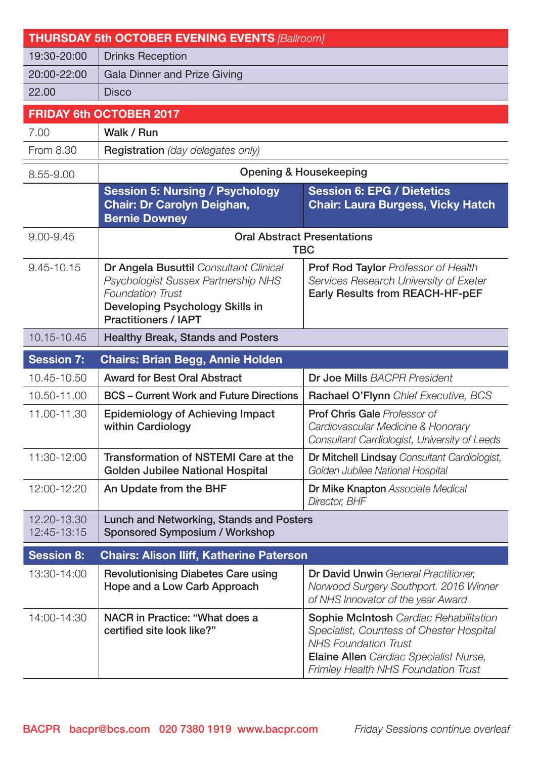| THURSDAY 5th OCTOBER EVENING EVENTS *[Ballroom]* | |
|---|---|
| 19:30-20:00 | Drinks Reception |
| 20:00-22:00 | Gala Dinner and Prize Giving |
| 22.00 | Disco |

| FRIDAY 6th OCTOBER 2017 | | |
|---|---|---|
| 7.00 | **Walk / Run** | |
| From 8.30 | **Registration** *(day delegates only)* | |
| 8.55-9.00 | Opening & Housekeeping | |
| | **Session 5: Nursing / Psychology Chair: Dr Carolyn Deighan, Bernie Downey** | **Session 6: EPG / Dietetics Chair: Laura Burgess, Vicky Hatch** |
| 9.00-9.45 | Oral Abstract Presentations TBC | |
| 9.45-10.15 | **Dr Angela Busuttil** *Consultant Clinical Psychologist Sussex Partnership NHS Foundation Trust* **Developing Psychology Skills in Practitioners / IAPT** | **Prof Rod Taylor** *Professor of Health Services Research University of Exeter* **Early Results from REACH-HF-pEF** |
| 10.15-10.45 | **Healthy Break, Stands and Posters** | |
| **Session 7:** | **Chairs: Brian Begg, Annie Holden** | |
| 10.45-10.50 | **Award for Best Oral Abstract** | **Dr Joe Mills** *BACPR President* |
| 10.50-11.00 | **BCS – Current Work and Future Directions** | **Rachael O'Flynn** *Chief Executive, BCS* |
| 11.00-11.30 | **Epidemiology of Achieving Impact within Cardiology** | **Prof Chris Gale** *Professor of Cardiovascular Medicine & Honorary Consultant Cardiologist, University of Leeds* |
| 11:30-12:00 | **Transformation of NSTEMI Care at the Golden Jubilee National Hospital** | **Dr Mitchell Lindsay** *Consultant Cardiologist, Golden Jubilee National Hospital* |
| 12:00-12:20 | **An Update from the BHF** | **Dr Mike Knapton** *Associate Medical Director, BHF* |
| 12.20-13.30<br>12:45-13:15 | **Lunch and Networking, Stands and Posters**<br>**Sponsored Symposium / Workshop** | |
| **Session 8:** | **Chairs: Alison Iliff, Katherine Paterson** | |
| 13:30-14:00 | **Revolutionising Diabetes Care using Hope and a Low Carb Approach** | **Dr David Unwin** *General Practitioner, Norwood Surgery Southport. 2016 Winner of NHS Innovator of the year Award* |
| 14:00-14:30 | **NACR in Practice: "What does a certified site look like?"** | **Sophie McIntosh** *Cardiac Rehabilitation Specialist, Countess of Chester Hospital NHS Foundation Trust* **Elaine Allen** *Cardiac Specialist Nurse, Frimley Health NHS Foundation Trust* |

BACPR bacpr@bcs.com 020 7380 1919 www.bacpr.com

*Friday Sessions continue overleaf*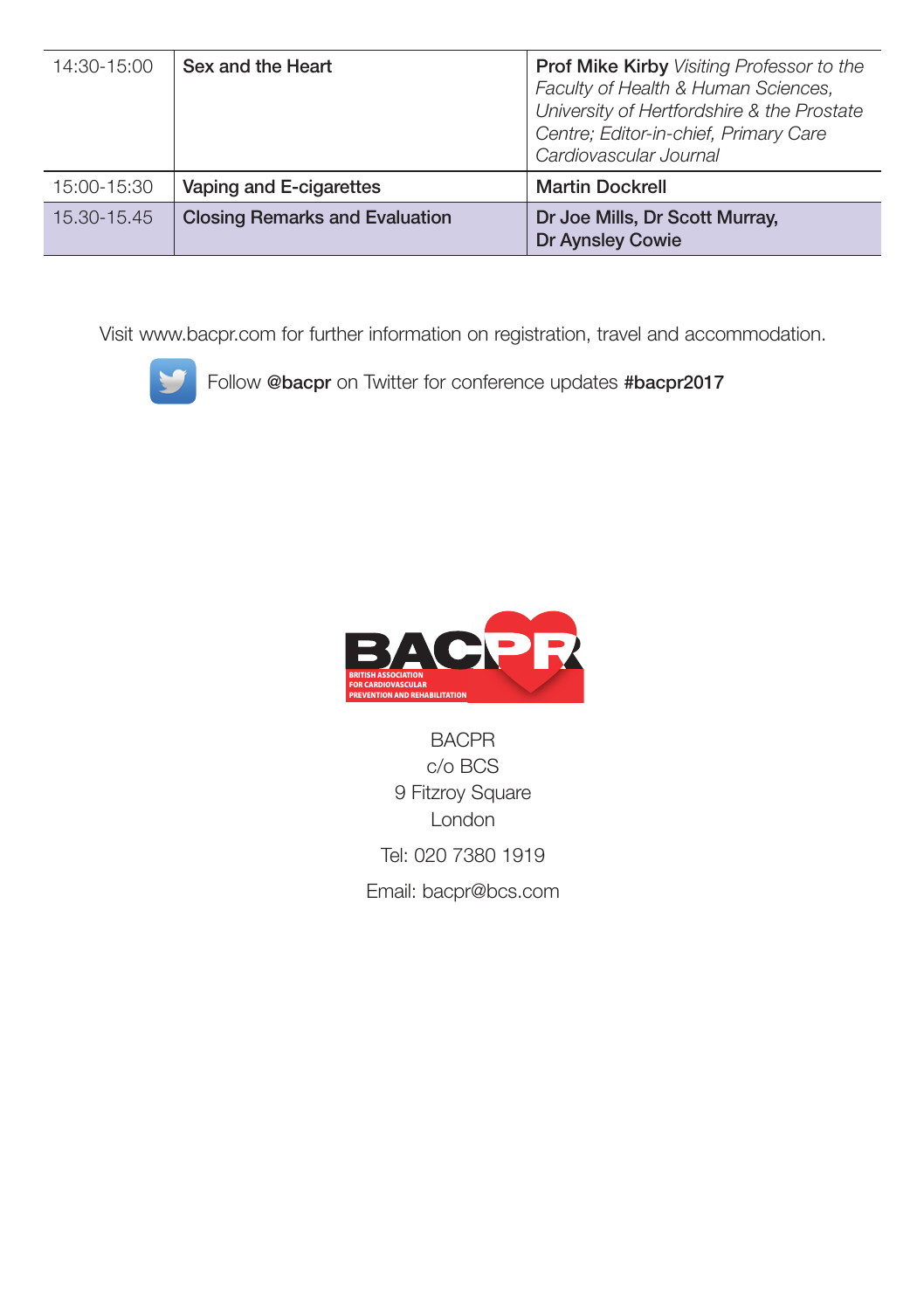| | | |
|---|---|---|
| 14:30-15:00 | Sex and the Heart | **Prof Mike Kirby** *Visiting Professor to the Faculty of Health & Human Sciences, University of Hertfordshire & the Prostate Centre; Editor-in-chief, Primary Care Cardiovascular Journal* |
| 15:00-15:30 | Vaping and E-cigarettes | **Martin Dockrell** |
| 15.30-15.45 | **Closing Remarks and Evaluation** | **Dr Joe Mills, Dr Scott Murray, Dr Aynsley Cowie** |

Visit www.bacpr.com for further information on registration, travel and accommodation.

Follow **@bacpr** on Twitter for conference updates **#bacpr2017**

BACPR
BRITISH ASSOCIATION FOR CARDIOVASCULAR PREVENTION AND REHABILITATION

BACPR
c/o BCS
9 Fitzroy Square
London

Tel: 020 7380 1919

Email: bacpr@bcs.com